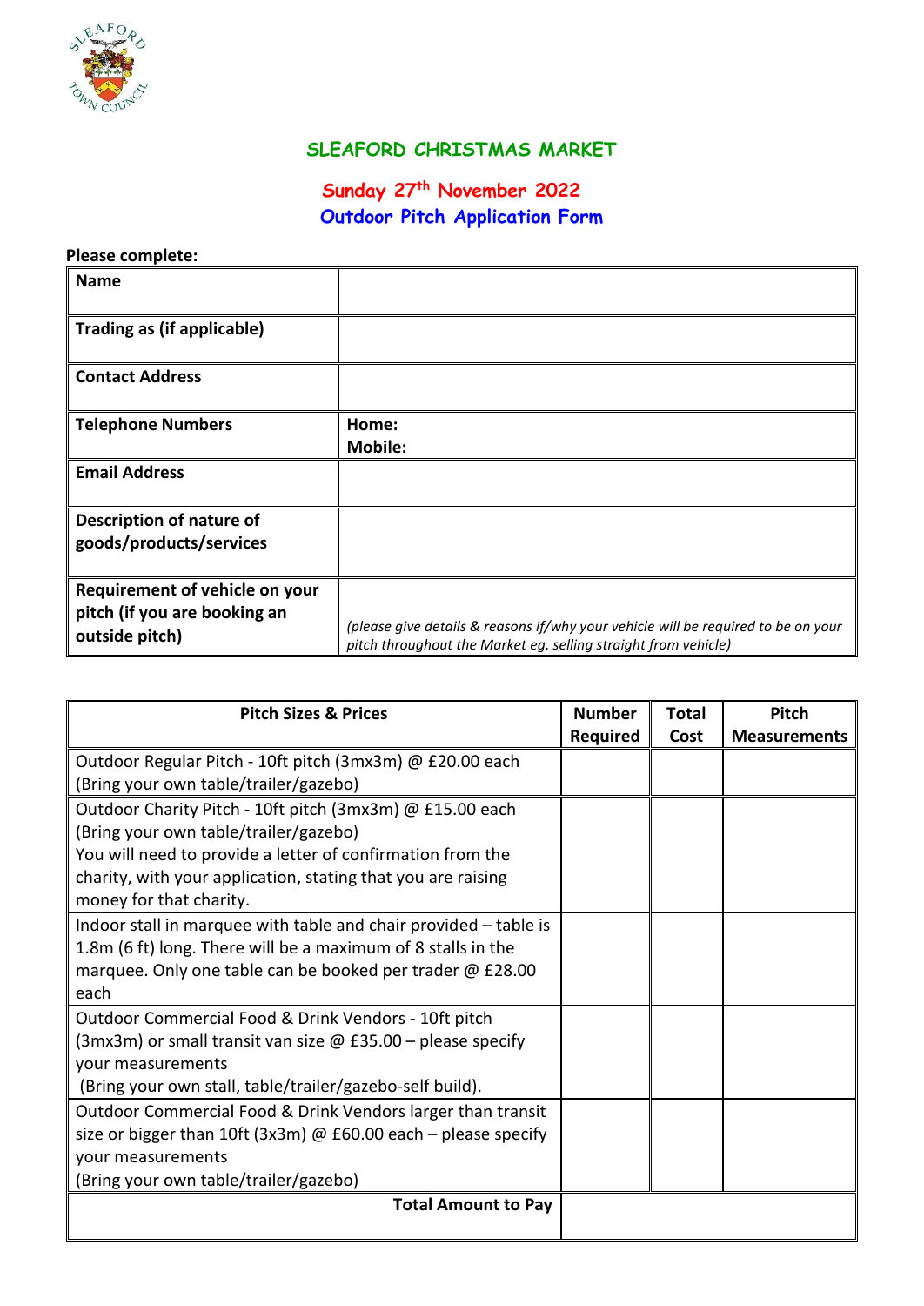# SLEAFORD CHRISTMAS MARKET

## Sunday 27th November 2022
## Outdoor Pitch Application Form

**Please complete:**

| | |
|---|---|
| **Name** | |
| **Trading as (if applicable)** | |
| **Contact Address** | |
| **Telephone Numbers** | **Home:**<br>**Mobile:** |
| **Email Address** | |
| **Description of nature of goods/products/services** | |
| **Requirement of vehicle on your pitch (if you are booking an outside pitch)** | *(please give details & reasons if/why your vehicle will be required to be on your pitch throughout the Market eg. selling straight from vehicle)* |

| Pitch Sizes & Prices | Number Required | Total Cost | Pitch Measurements |
|---|---|---|---|
| Outdoor Regular Pitch - 10ft pitch (3mx3m) @ £20.00 each (Bring your own table/trailer/gazebo) | | | |
| Outdoor Charity Pitch - 10ft pitch (3mx3m) @ £15.00 each (Bring your own table/trailer/gazebo) You will need to provide a letter of confirmation from the charity, with your application, stating that you are raising money for that charity. | | | |
| Indoor stall in marquee with table and chair provided – table is 1.8m (6 ft) long. There will be a maximum of 8 stalls in the marquee. Only one table can be booked per trader @ £28.00 each | | | |
| Outdoor Commercial Food & Drink Vendors - 10ft pitch (3mx3m) or small transit van size @ £35.00 – please specify your measurements (Bring your own stall, table/trailer/gazebo-self build). | | | |
| Outdoor Commercial Food & Drink Vendors larger than transit size or bigger than 10ft (3x3m) @ £60.00 each – please specify your measurements (Bring your own table/trailer/gazebo) | | | |
| **Total Amount to Pay** | | | |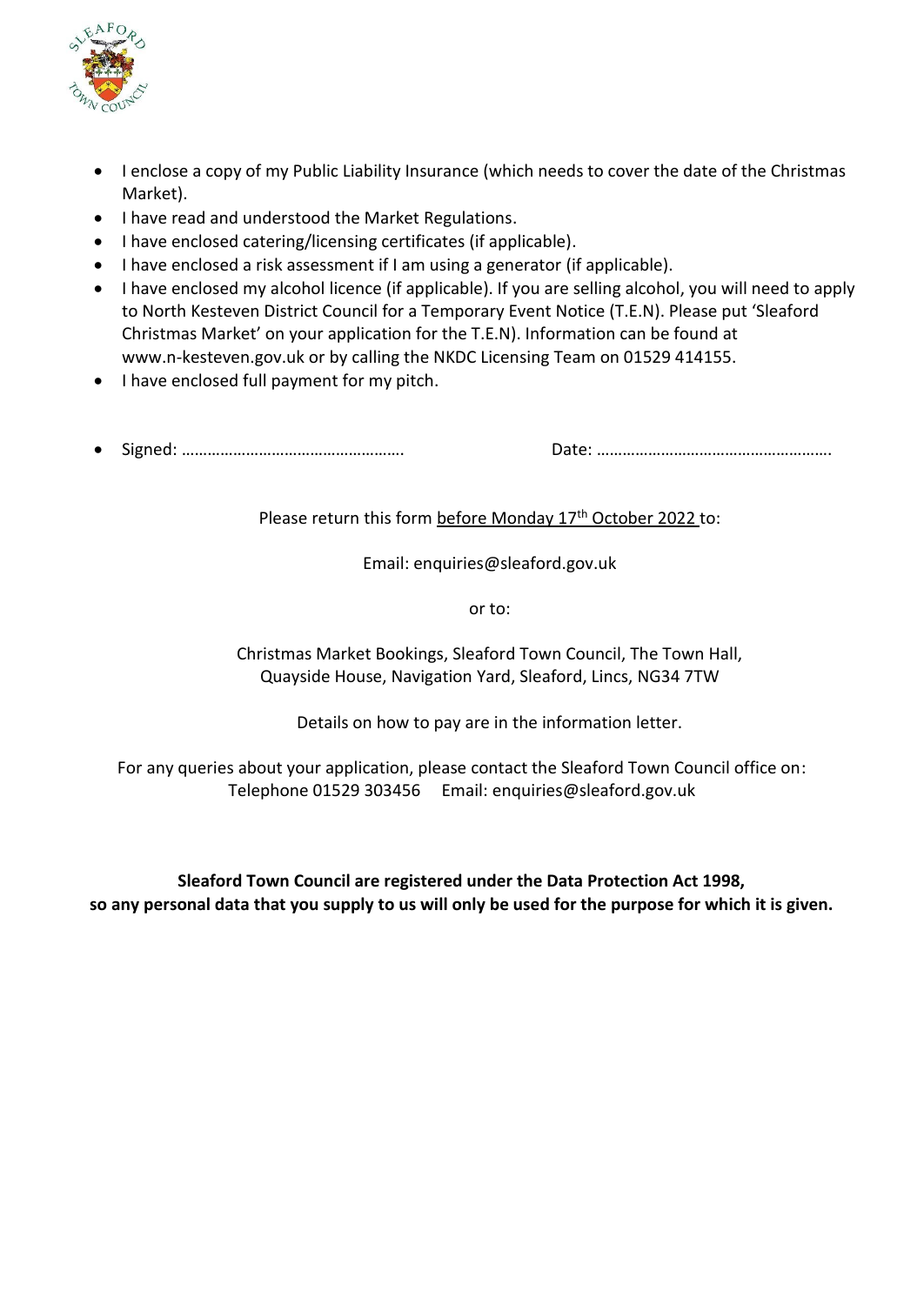- I enclose a copy of my Public Liability Insurance (which needs to cover the date of the Christmas Market).
- I have read and understood the Market Regulations.
- I have enclosed catering/licensing certificates (if applicable).
- I have enclosed a risk assessment if I am using a generator (if applicable).
- I have enclosed my alcohol licence (if applicable). If you are selling alcohol, you will need to apply to North Kesteven District Council for a Temporary Event Notice (T.E.N). Please put 'Sleaford Christmas Market' on your application for the T.E.N). Information can be found at www.n-kesteven.gov.uk or by calling the NKDC Licensing Team on 01529 414155.
- I have enclosed full payment for my pitch.

- Signed: ……………………………………………. Date: ……………………………………………….

Please return this form before Monday 17th October 2022 to:

Email: enquiries@sleaford.gov.uk

or to:

Christmas Market Bookings, Sleaford Town Council, The Town Hall, Quayside House, Navigation Yard, Sleaford, Lincs, NG34 7TW

Details on how to pay are in the information letter.

For any queries about your application, please contact the Sleaford Town Council office on: Telephone 01529 303456 Email: enquiries@sleaford.gov.uk

**Sleaford Town Council are registered under the Data Protection Act 1998, so any personal data that you supply to us will only be used for the purpose for which it is given.**